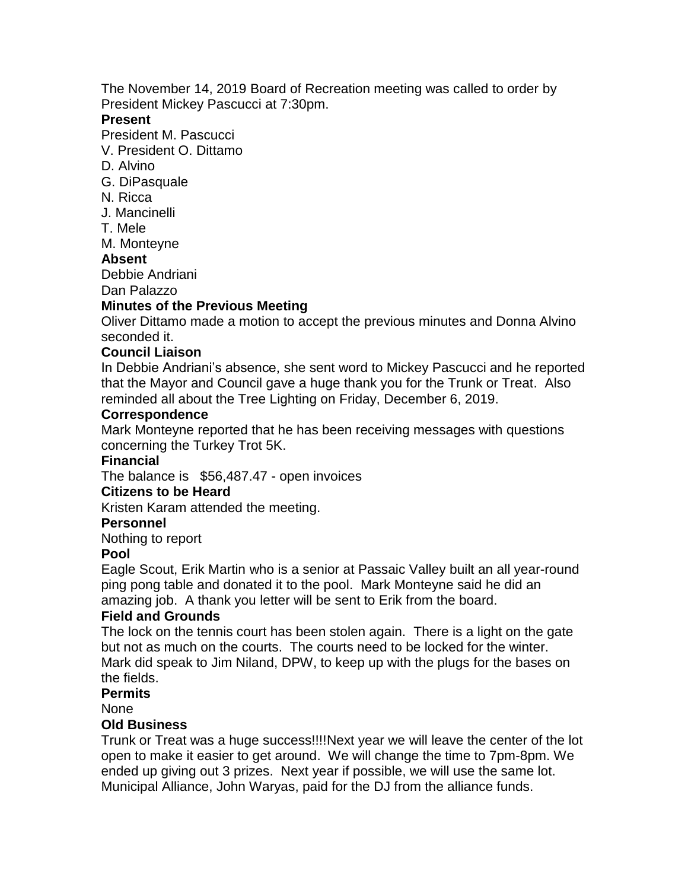The November 14, 2019 Board of Recreation meeting was called to order by President Mickey Pascucci at 7:30pm.

**Present**

President M. Pascucci
V. President O. Dittamo
D. Alvino
G. DiPasquale
N. Ricca
J. Mancinelli
T. Mele
M. Monteyne

**Absent**

Debbie Andriani
Dan Palazzo

**Minutes of the Previous Meeting**

Oliver Dittamo made a motion to accept the previous minutes and Donna Alvino seconded it.

**Council Liaison**

In Debbie Andriani's absence, she sent word to Mickey Pascucci and he reported that the Mayor and Council gave a huge thank you for the Trunk or Treat. Also reminded all about the Tree Lighting on Friday, December 6, 2019.

**Correspondence**

Mark Monteyne reported that he has been receiving messages with questions concerning the Turkey Trot 5K.

**Financial**

The balance is $56,487.47 - open invoices

**Citizens to be Heard**

Kristen Karam attended the meeting.

**Personnel**

Nothing to report

**Pool**

Eagle Scout, Erik Martin who is a senior at Passaic Valley built an all year-round ping pong table and donated it to the pool. Mark Monteyne said he did an amazing job. A thank you letter will be sent to Erik from the board.

**Field and Grounds**

The lock on the tennis court has been stolen again. There is a light on the gate but not as much on the courts. The courts need to be locked for the winter. Mark did speak to Jim Niland, DPW, to keep up with the plugs for the bases on the fields.

**Permits**

None

**Old Business**

Trunk or Treat was a huge success!!!!Next year we will leave the center of the lot open to make it easier to get around. We will change the time to 7pm-8pm. We ended up giving out 3 prizes. Next year if possible, we will use the same lot. Municipal Alliance, John Waryas, paid for the DJ from the alliance funds.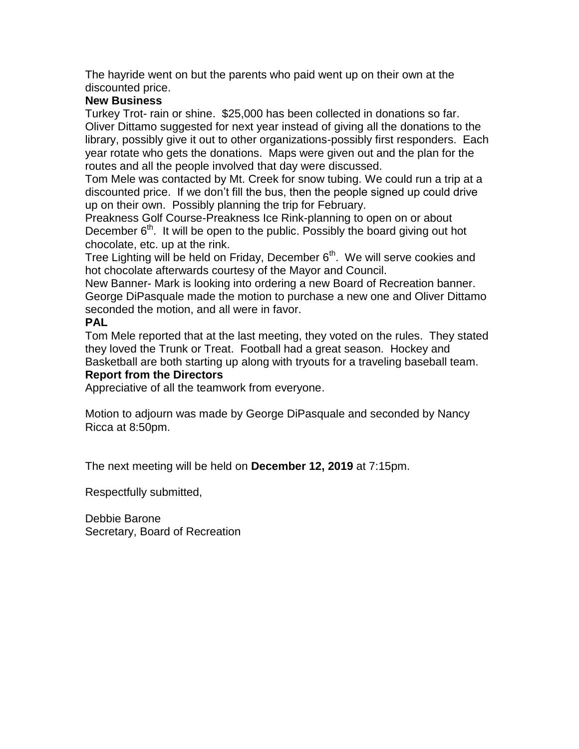The hayride went on but the parents who paid went up on their own at the discounted price.

**New Business**

Turkey Trot- rain or shine. $25,000 has been collected in donations so far. Oliver Dittamo suggested for next year instead of giving all the donations to the library, possibly give it out to other organizations-possibly first responders. Each year rotate who gets the donations. Maps were given out and the plan for the routes and all the people involved that day were discussed.

Tom Mele was contacted by Mt. Creek for snow tubing. We could run a trip at a discounted price. If we don't fill the bus, then the people signed up could drive up on their own. Possibly planning the trip for February.

Preakness Golf Course-Preakness Ice Rink-planning to open on or about December 6th. It will be open to the public. Possibly the board giving out hot chocolate, etc. up at the rink.

Tree Lighting will be held on Friday, December 6th. We will serve cookies and hot chocolate afterwards courtesy of the Mayor and Council.

New Banner- Mark is looking into ordering a new Board of Recreation banner. George DiPasquale made the motion to purchase a new one and Oliver Dittamo seconded the motion, and all were in favor.

**PAL**

Tom Mele reported that at the last meeting, they voted on the rules. They stated they loved the Trunk or Treat. Football had a great season. Hockey and Basketball are both starting up along with tryouts for a traveling baseball team.

**Report from the Directors**

Appreciative of all the teamwork from everyone.

Motion to adjourn was made by George DiPasquale and seconded by Nancy Ricca at 8:50pm.

The next meeting will be held on **December 12, 2019** at 7:15pm.

Respectfully submitted,

Debbie Barone
Secretary, Board of Recreation